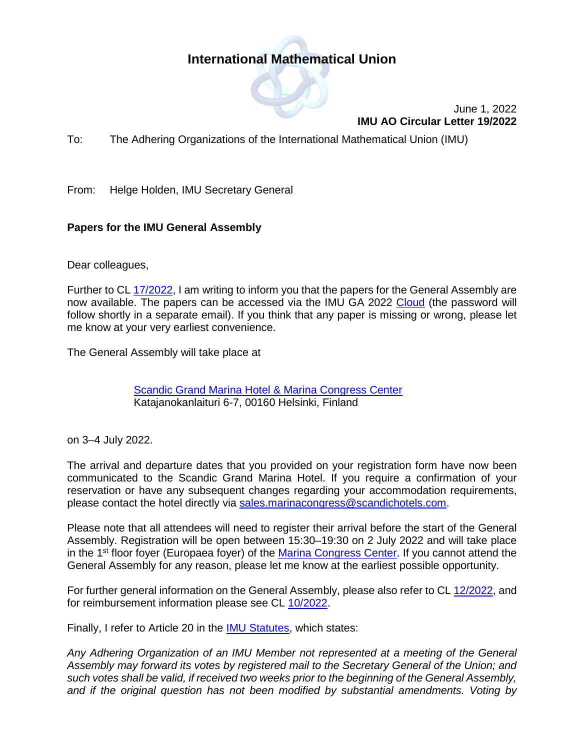# International Mathematical Union

June 1, 2022
**IMU AO Circular Letter 19/2022**

To: The Adhering Organizations of the International Mathematical Union (IMU)

From: Helge Holden, IMU Secretary General

**Papers for the IMU General Assembly**

Dear colleagues,

Further to CL 17/2022, I am writing to inform you that the papers for the General Assembly are now available. The papers can be accessed via the IMU GA 2022 Cloud (the password will follow shortly in a separate email). If you think that any paper is missing or wrong, please let me know at your very earliest convenience.

The General Assembly will take place at

> Scandic Grand Marina Hotel & Marina Congress Center
> Katajanokanlaituri 6-7, 00160 Helsinki, Finland

on 3–4 July 2022.

The arrival and departure dates that you provided on your registration form have now been communicated to the Scandic Grand Marina Hotel. If you require a confirmation of your reservation or have any subsequent changes regarding your accommodation requirements, please contact the hotel directly via sales.marinacongress@scandichotels.com.

Please note that all attendees will need to register their arrival before the start of the General Assembly. Registration will be open between 15:30–19:30 on 2 July 2022 and will take place in the 1st floor foyer (Europaea foyer) of the Marina Congress Center. If you cannot attend the General Assembly for any reason, please let me know at the earliest possible opportunity.

For further general information on the General Assembly, please also refer to CL 12/2022, and for reimbursement information please see CL 10/2022.

Finally, I refer to Article 20 in the IMU Statutes, which states:

*Any Adhering Organization of an IMU Member not represented at a meeting of the General Assembly may forward its votes by registered mail to the Secretary General of the Union; and such votes shall be valid, if received two weeks prior to the beginning of the General Assembly, and if the original question has not been modified by substantial amendments. Voting by*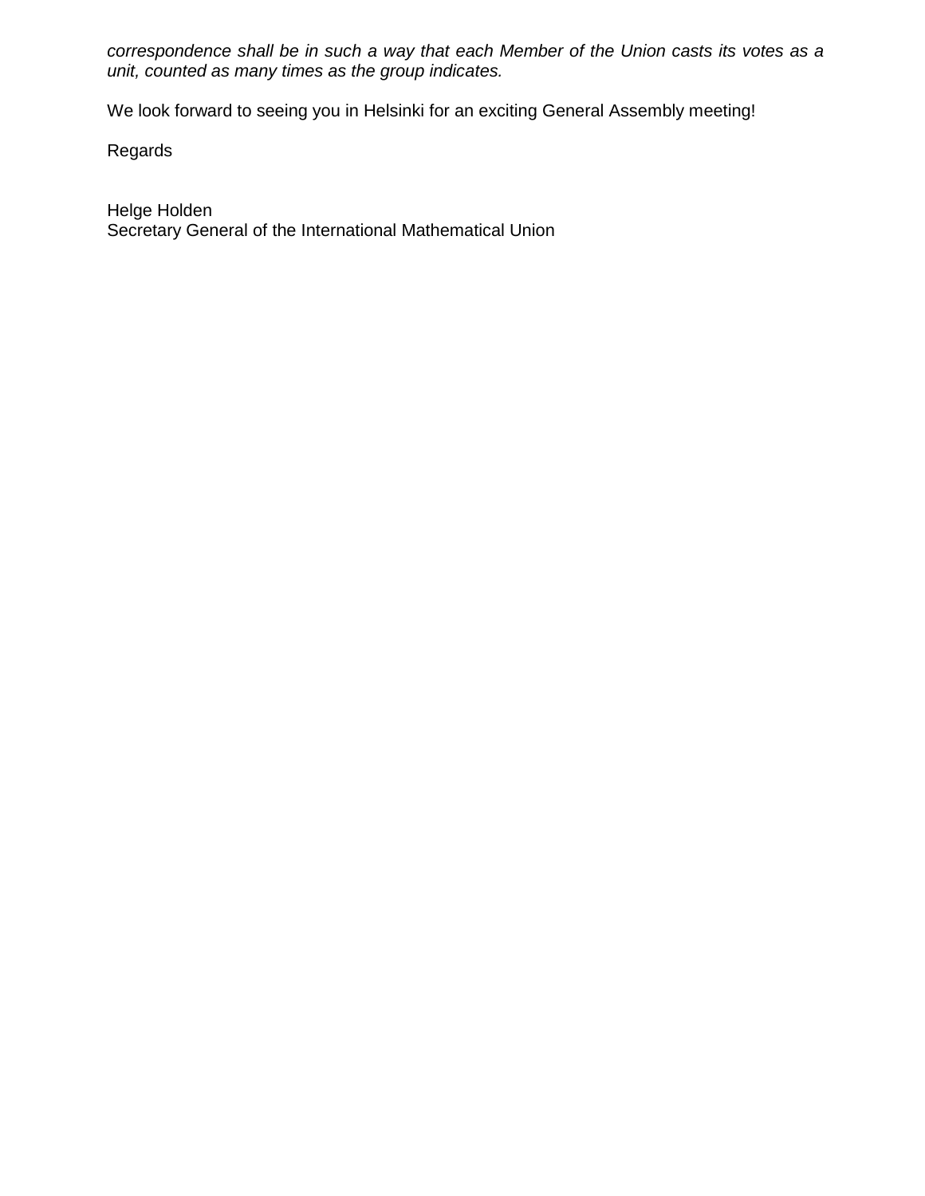*correspondence shall be in such a way that each Member of the Union casts its votes as a unit, counted as many times as the group indicates.*

We look forward to seeing you in Helsinki for an exciting General Assembly meeting!

Regards

Helge Holden
Secretary General of the International Mathematical Union